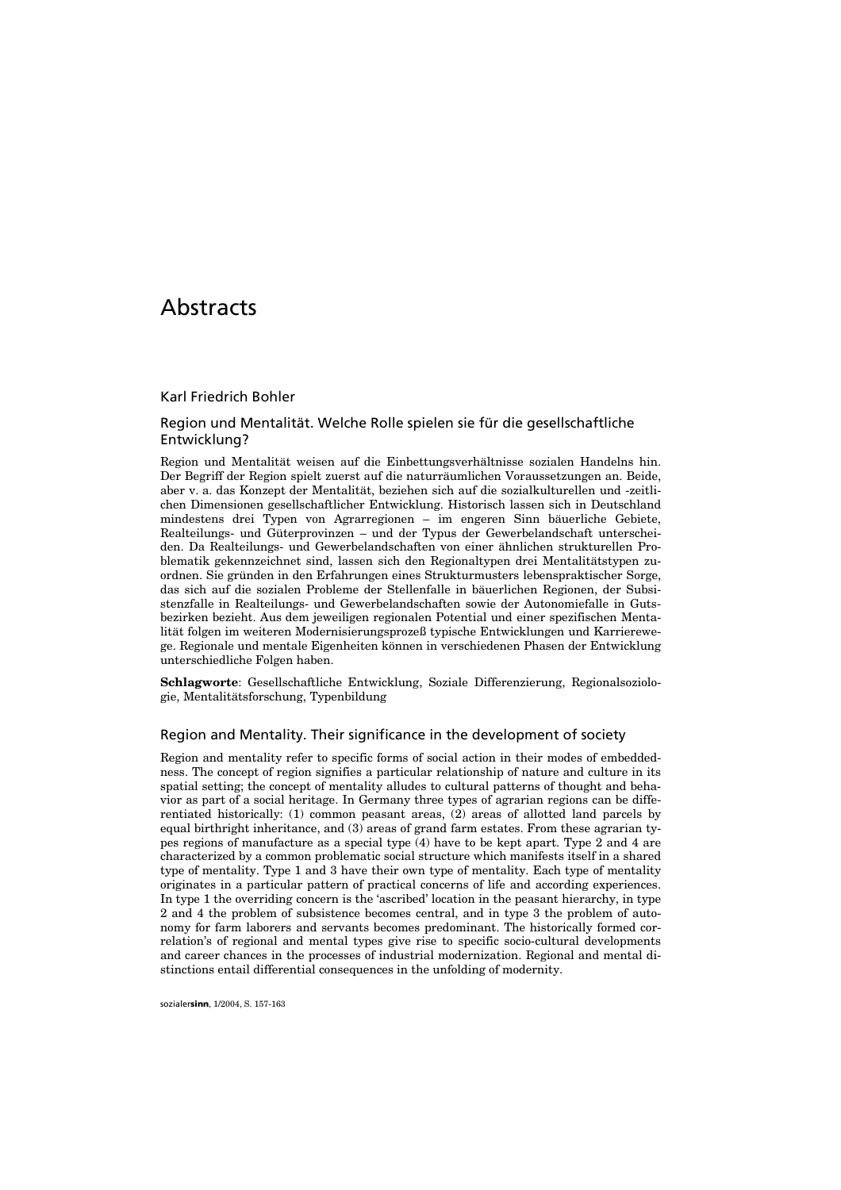# Abstracts

## Karl Friedrich Bohler

### Region und Mentalität. Welche Rolle spielen sie für die gesellschaftliche Entwicklung?

Region und Mentalität weisen auf die Einbettungsverhältnisse sozialen Handelns hin. Der Begriff der Region spielt zuerst auf die naturräumlichen Voraussetzungen an. Beide, aber v. a. das Konzept der Mentalität, beziehen sich auf die sozialkulturellen und -zeitlichen Dimensionen gesellschaftlicher Entwicklung. Historisch lassen sich in Deutschland mindestens drei Typen von Agrarregionen – im engeren Sinn bäuerliche Gebiete, Realteilungs- und Güterprovinzen – und der Typus der Gewerbelandschaft unterscheiden. Da Realteilungs- und Gewerbelandschaften von einer ähnlichen strukturellen Problematik gekennzeichnet sind, lassen sich den Regionaltypen drei Mentalitätstypen zuordnen. Sie gründen in den Erfahrungen eines Strukturmusters lebenspraktischer Sorge, das sich auf die sozialen Probleme der Stellenfalle in bäuerlichen Regionen, der Subsistenzfalle in Realteilungs- und Gewerbelandschaften sowie der Autonomiefalle in Gutsbezirken bezieht. Aus dem jeweiligen regionalen Potential und einer spezifischen Mentalität folgen im weiteren Modernisierungsprozeß typische Entwicklungen und Karrierewege. Regionale und mentale Eigenheiten können in verschiedenen Phasen der Entwicklung unterschiedliche Folgen haben.

**Schlagworte**: Gesellschaftliche Entwicklung, Soziale Differenzierung, Regionalsoziologie, Mentalitätsforschung, Typenbildung

### Region and Mentality. Their significance in the development of society

Region and mentality refer to specific forms of social action in their modes of embeddedness. The concept of region signifies a particular relationship of nature and culture in its spatial setting; the concept of mentality alludes to cultural patterns of thought and behavior as part of a social heritage. In Germany three types of agrarian regions can be differentiated historically: (1) common peasant areas, (2) areas of allotted land parcels by equal birthright inheritance, and (3) areas of grand farm estates. From these agrarian types regions of manufacture as a special type (4) have to be kept apart. Type 2 and 4 are characterized by a common problematic social structure which manifests itself in a shared type of mentality. Type 1 and 3 have their own type of mentality. Each type of mentality originates in a particular pattern of practical concerns of life and according experiences. In type 1 the overriding concern is the 'ascribed' location in the peasant hierarchy, in type 2 and 4 the problem of subsistence becomes central, and in type 3 the problem of autonomy for farm laborers and servants becomes predominant. The historically formed correlation's of regional and mental types give rise to specific socio-cultural developments and career chances in the processes of industrial modernization. Regional and mental distinctions entail differential consequences in the unfolding of modernity.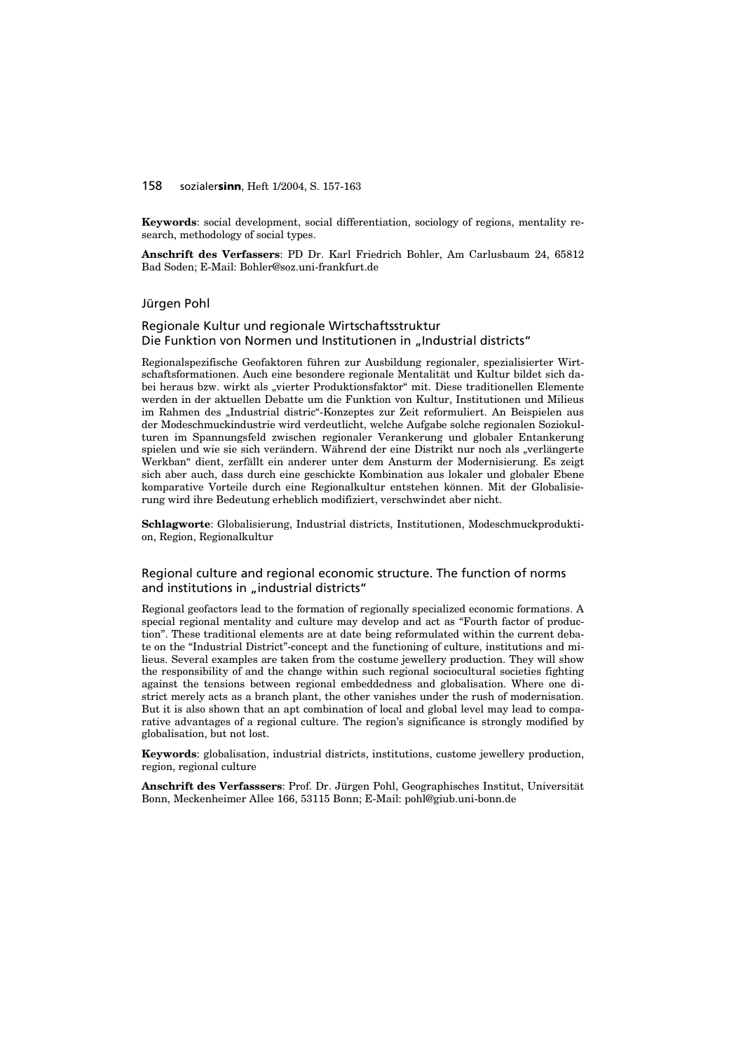**Keywords**: social development, social differentiation, sociology of regions, mentality research, methodology of social types.

**Anschrift des Verfassers**: PD Dr. Karl Friedrich Bohler, Am Carlusbaum 24, 65812 Bad Soden; E-Mail: Bohler@soz.uni-frankfurt.de

Jürgen Pohl

## Regionale Kultur und regionale Wirtschaftsstruktur
## Die Funktion von Normen und Institutionen in „Industrial districts"

Regionalspezifische Geofaktoren führen zur Ausbildung regionaler, spezialisierter Wirtschaftsformationen. Auch eine besondere regionale Mentalität und Kultur bildet sich dabei heraus bzw. wirkt als „vierter Produktionsfaktor" mit. Diese traditionellen Elemente werden in der aktuellen Debatte um die Funktion von Kultur, Institutionen und Milieus im Rahmen des „Industrial distric"-Konzeptes zur Zeit reformuliert. An Beispielen aus der Modeschmuckindustrie wird verdeutlicht, welche Aufgabe solche regionalen Soziokulturen im Spannungsfeld zwischen regionaler Verankerung und globaler Entankerung spielen und wie sie sich verändern. Während der eine Distrikt nur noch als „verlängerte Werkban" dient, zerfällt ein anderer unter dem Ansturm der Modernisierung. Es zeigt sich aber auch, dass durch eine geschickte Kombination aus lokaler und globaler Ebene komparative Vorteile durch eine Regionalkultur entstehen können. Mit der Globalisierung wird ihre Bedeutung erheblich modifiziert, verschwindet aber nicht.

**Schlagworte**: Globalisierung, Industrial districts, Institutionen, Modeschmuckproduktion, Region, Regionalkultur

## Regional culture and regional economic structure. The function of norms and institutions in „industrial districts"

Regional geofactors lead to the formation of regionally specialized economic formations. A special regional mentality and culture may develop and act as "Fourth factor of production". These traditional elements are at date being reformulated within the current debate on the "Industrial District"-concept and the functioning of culture, institutions and milieus. Several examples are taken from the costume jewellery production. They will show the responsibility of and the change within such regional sociocultural societies fighting against the tensions between regional embeddedness and globalisation. Where one district merely acts as a branch plant, the other vanishes under the rush of modernisation. But it is also shown that an apt combination of local and global level may lead to comparative advantages of a regional culture. The region's significance is strongly modified by globalisation, but not lost.

**Keywords**: globalisation, industrial districts, institutions, custome jewellery production, region, regional culture

**Anschrift des Verfasssers**: Prof. Dr. Jürgen Pohl, Geographisches Institut, Universität Bonn, Meckenheimer Allee 166, 53115 Bonn; E-Mail: pohl@giub.uni-bonn.de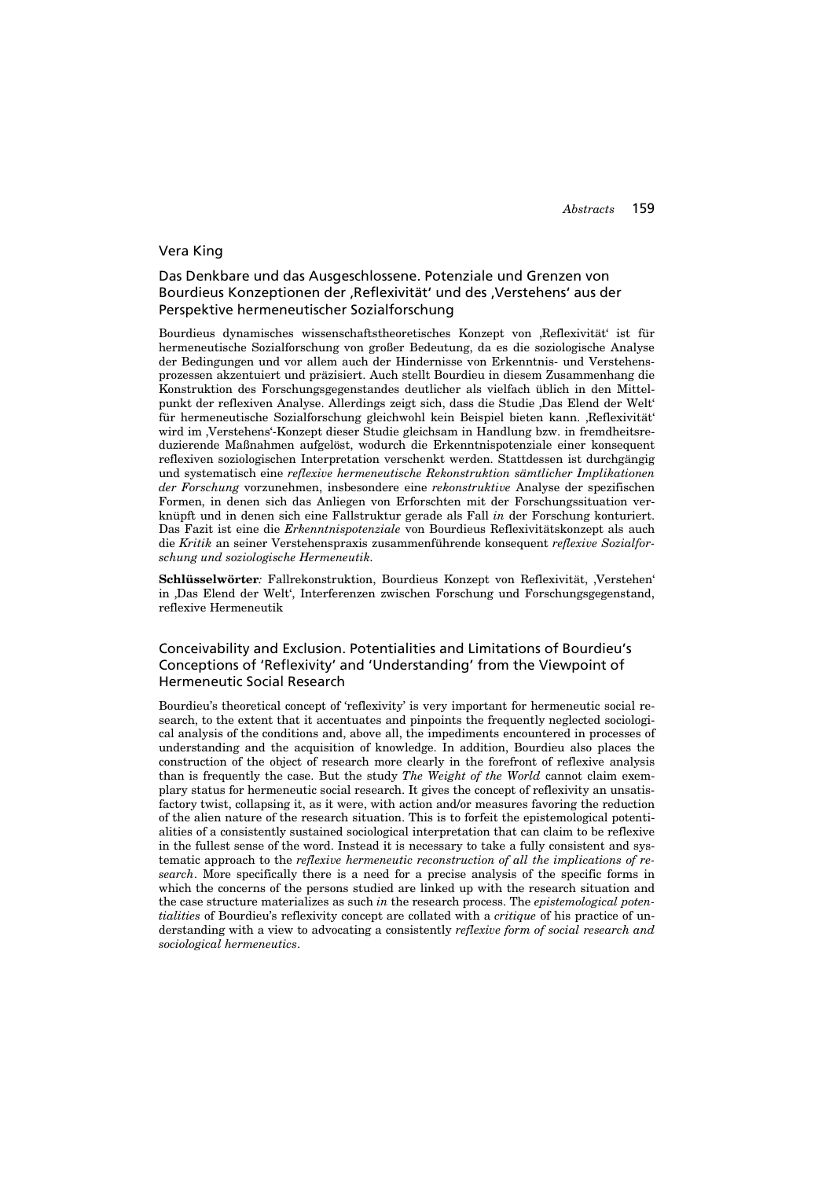Vera King

## Das Denkbare und das Ausgeschlossene. Potenziale und Grenzen von Bourdieus Konzeptionen der ‚Reflexivität' und des ‚Verstehens' aus der Perspektive hermeneutischer Sozialforschung

Bourdieus dynamisches wissenschaftstheoretisches Konzept von ‚Reflexivität' ist für hermeneutische Sozialforschung von großer Bedeutung, da es die soziologische Analyse der Bedingungen und vor allem auch der Hindernisse von Erkenntnis- und Verstehensprozessen akzentuiert und präzisiert. Auch stellt Bourdieu in diesem Zusammenhang die Konstruktion des Forschungsgegenstandes deutlicher als vielfach üblich in den Mittelpunkt der reflexiven Analyse. Allerdings zeigt sich, dass die Studie ‚Das Elend der Welt' für hermeneutische Sozialforschung gleichwohl kein Beispiel bieten kann. ‚Reflexivität' wird im ‚Verstehens'-Konzept dieser Studie gleichsam in Handlung bzw. in fremdheitsreduzierende Maßnahmen aufgelöst, wodurch die Erkenntnispotenziale einer konsequent reflexiven soziologischen Interpretation verschenkt werden. Stattdessen ist durchgängig und systematisch eine *reflexive hermeneutische Rekonstruktion sämtlicher Implikationen der Forschung* vorzunehmen, insbesondere eine *rekonstruktive* Analyse der spezifischen Formen, in denen sich das Anliegen von Erforschten mit der Forschungssituation verknüpft und in denen sich eine Fallstruktur gerade als Fall *in* der Forschung konturiert. Das Fazit ist eine die *Erkenntnispotenziale* von Bourdieus Reflexivitätskonzept als auch die *Kritik* an seiner Verstehenspraxis zusammenführende konsequent *reflexive Sozialforschung und soziologische Hermeneutik.*

**Schlüsselwörter***:* Fallrekonstruktion, Bourdieus Konzept von Reflexivität, ‚Verstehen' in ‚Das Elend der Welt', Interferenzen zwischen Forschung und Forschungsgegenstand, reflexive Hermeneutik

## Conceivability and Exclusion. Potentialities and Limitations of Bourdieu's Conceptions of 'Reflexivity' and 'Understanding' from the Viewpoint of Hermeneutic Social Research

Bourdieu's theoretical concept of 'reflexivity' is very important for hermeneutic social research, to the extent that it accentuates and pinpoints the frequently neglected sociological analysis of the conditions and, above all, the impediments encountered in processes of understanding and the acquisition of knowledge. In addition, Bourdieu also places the construction of the object of research more clearly in the forefront of reflexive analysis than is frequently the case. But the study *The Weight of the World* cannot claim exemplary status for hermeneutic social research. It gives the concept of reflexivity an unsatisfactory twist, collapsing it, as it were, with action and/or measures favoring the reduction of the alien nature of the research situation. This is to forfeit the epistemological potentialities of a consistently sustained sociological interpretation that can claim to be reflexive in the fullest sense of the word. Instead it is necessary to take a fully consistent and systematic approach to the *reflexive hermeneutic reconstruction of all the implications of research*. More specifically there is a need for a precise analysis of the specific forms in which the concerns of the persons studied are linked up with the research situation and the case structure materializes as such *in* the research process. The *epistemological potentialities* of Bourdieu's reflexivity concept are collated with a *critique* of his practice of understanding with a view to advocating a consistently *reflexive form of social research and sociological hermeneutics*.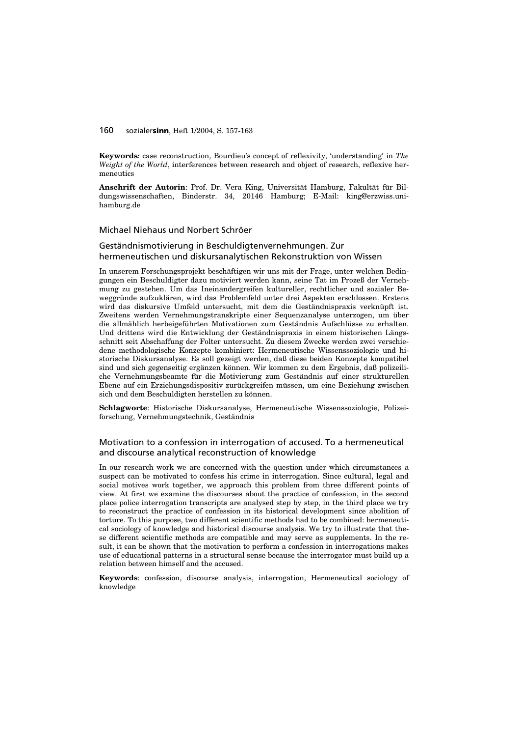**Keywords:** case reconstruction, Bourdieu's concept of reflexivity, 'understanding' in *The Weight of the World*, interferences between research and object of research, reflexive hermeneutics

**Anschrift der Autorin**: Prof. Dr. Vera King, Universität Hamburg, Fakultät für Bildungswissenschaften, Binderstr. 34, 20146 Hamburg; E-Mail: king@erzwiss.uni-hamburg.de

Michael Niehaus und Norbert Schröer

## Geständnismotivierung in Beschuldigtenvernehmungen. Zur hermeneutischen und diskursanalytischen Rekonstruktion von Wissen

In unserem Forschungsprojekt beschäftigen wir uns mit der Frage, unter welchen Bedingungen ein Beschuldigter dazu motiviert werden kann, seine Tat im Prozeß der Vernehmung zu gestehen. Um das Ineinandergreifen kultureller, rechtlicher und sozialer Beweggründe aufzuklären, wird das Problemfeld unter drei Aspekten erschlossen. Erstens wird das diskursive Umfeld untersucht, mit dem die Geständnispraxis verknüpft ist. Zweitens werden Vernehmungstranskripte einer Sequenzanalyse unterzogen, um über die allmählich herbeigeführten Motivationen zum Geständnis Aufschlüsse zu erhalten. Und drittens wird die Entwicklung der Geständnispraxis in einem historischen Längsschnitt seit Abschaffung der Folter untersucht. Zu diesem Zwecke werden zwei verschiedene methodologische Konzepte kombiniert: Hermeneutische Wissenssoziologie und historische Diskursanalyse. Es soll gezeigt werden, daß diese beiden Konzepte kompatibel sind und sich gegenseitig ergänzen können. Wir kommen zu dem Ergebnis, daß polizeiliche Vernehmungsbeamte für die Motivierung zum Geständnis auf einer strukturellen Ebene auf ein Erziehungsdispositiv zurückgreifen müssen, um eine Beziehung zwischen sich und dem Beschuldigten herstellen zu können.

**Schlagworte**: Historische Diskursanalyse, Hermeneutische Wissenssoziologie, Polizeiforschung, Vernehmungstechnik, Geständnis

## Motivation to a confession in interrogation of accused. To a hermeneutical and discourse analytical reconstruction of knowledge

In our research work we are concerned with the question under which circumstances a suspect can be motivated to confess his crime in interrogation. Since cultural, legal and social motives work together, we approach this problem from three different points of view. At first we examine the discourses about the practice of confession, in the second place police interrogation transcripts are analysed step by step, in the third place we try to reconstruct the practice of confession in its historical development since abolition of torture. To this purpose, two different scientific methods had to be combined: hermeneutical sociology of knowledge and historical discourse analysis. We try to illustrate that these different scientific methods are compatible and may serve as supplements. In the result, it can be shown that the motivation to perform a confession in interrogations makes use of educational patterns in a structural sense because the interrogator must build up a relation between himself and the accused.

**Keywords**: confession, discourse analysis, interrogation, Hermeneutical sociology of knowledge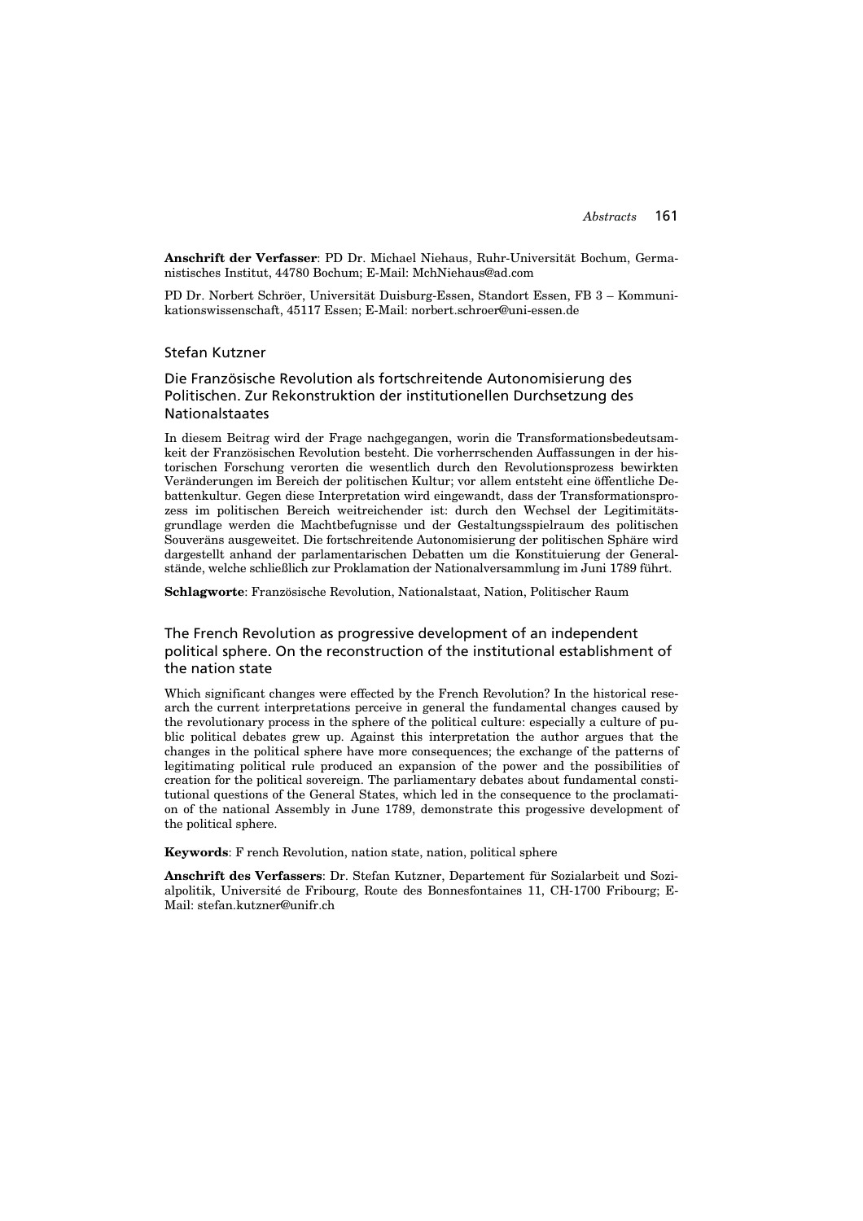**Anschrift der Verfasser**: PD Dr. Michael Niehaus, Ruhr-Universität Bochum, Germanistisches Institut, 44780 Bochum; E-Mail: MchNiehaus@ad.com

PD Dr. Norbert Schröer, Universität Duisburg-Essen, Standort Essen, FB 3 – Kommunikationswissenschaft, 45117 Essen; E-Mail: norbert.schroer@uni-essen.de

## Stefan Kutzner

### Die Französische Revolution als fortschreitende Autonomisierung des Politischen. Zur Rekonstruktion der institutionellen Durchsetzung des Nationalstaates

In diesem Beitrag wird der Frage nachgegangen, worin die Transformationsbedeutsamkeit der Französischen Revolution besteht. Die vorherrschenden Auffassungen in der historischen Forschung verorten die wesentlich durch den Revolutionsprozess bewirkten Veränderungen im Bereich der politischen Kultur; vor allem entsteht eine öffentliche Debattenkultur. Gegen diese Interpretation wird eingewandt, dass der Transformationsprozess im politischen Bereich weitreichender ist: durch den Wechsel der Legitimitätsgrundlage werden die Machtbefugnisse und der Gestaltungsspielraum des politischen Souveräns ausgeweitet. Die fortschreitende Autonomisierung der politischen Sphäre wird dargestellt anhand der parlamentarischen Debatten um die Konstituierung der Generalstände, welche schließlich zur Proklamation der Nationalversammlung im Juni 1789 führt.

**Schlagworte**: Französische Revolution, Nationalstaat, Nation, Politischer Raum

### The French Revolution as progressive development of an independent political sphere. On the reconstruction of the institutional establishment of the nation state

Which significant changes were effected by the French Revolution? In the historical research the current interpretations perceive in general the fundamental changes caused by the revolutionary process in the sphere of the political culture: especially a culture of public political debates grew up. Against this interpretation the author argues that the changes in the political sphere have more consequences; the exchange of the patterns of legitimating political rule produced an expansion of the power and the possibilities of creation for the political sovereign. The parliamentary debates about fundamental constitutional questions of the General States, which led in the consequence to the proclamation of the national Assembly in June 1789, demonstrate this progessive development of the political sphere.

**Keywords**: F rench Revolution, nation state, nation, political sphere

**Anschrift des Verfassers**: Dr. Stefan Kutzner, Departement für Sozialarbeit und Sozialpolitik, Université de Fribourg, Route des Bonnesfontaines 11, CH-1700 Fribourg; E-Mail: stefan.kutzner@unifr.ch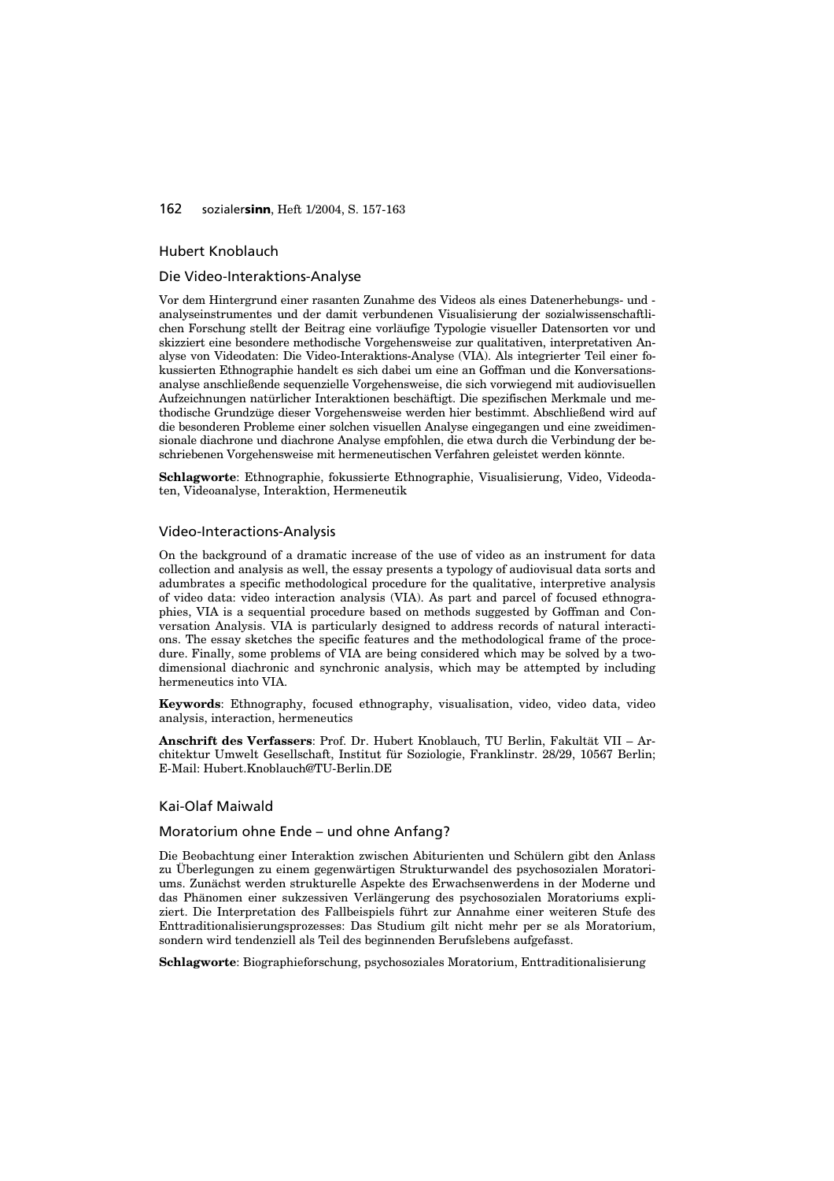Hubert Knoblauch

## Die Video-Interaktions-Analyse

Vor dem Hintergrund einer rasanten Zunahme des Videos als eines Datenerhebungs- und -analyseinstrumentes und der damit verbundenen Visualisierung der sozialwissenschaftlichen Forschung stellt der Beitrag eine vorläufige Typologie visueller Datensorten vor und skizziert eine besondere methodische Vorgehensweise zur qualitativen, interpretativen Analyse von Videodaten: Die Video-Interaktions-Analyse (VIA). Als integrierter Teil einer fokussierten Ethnographie handelt es sich dabei um eine an Goffman und die Konversationsanalyse anschließende sequenzielle Vorgehensweise, die sich vorwiegend mit audiovisuellen Aufzeichnungen natürlicher Interaktionen beschäftigt. Die spezifischen Merkmale und methodische Grundzüge dieser Vorgehensweise werden hier bestimmt. Abschließend wird auf die besonderen Probleme einer solchen visuellen Analyse eingegangen und eine zweidimensionale diachrone und diachrone Analyse empfohlen, die etwa durch die Verbindung der beschriebenen Vorgehensweise mit hermeneutischen Verfahren geleistet werden könnte.

**Schlagworte**: Ethnographie, fokussierte Ethnographie, Visualisierung, Video, Videodaten, Videoanalyse, Interaktion, Hermeneutik

## Video-Interactions-Analysis

On the background of a dramatic increase of the use of video as an instrument for data collection and analysis as well, the essay presents a typology of audiovisual data sorts and adumbrates a specific methodological procedure for the qualitative, interpretive analysis of video data: video interaction analysis (VIA). As part and parcel of focused ethnographies, VIA is a sequential procedure based on methods suggested by Goffman and Conversation Analysis. VIA is particularly designed to address records of natural interactions. The essay sketches the specific features and the methodological frame of the procedure. Finally, some problems of VIA are being considered which may be solved by a two-dimensional diachronic and synchronic analysis, which may be attempted by including hermeneutics into VIA.

**Keywords**: Ethnography, focused ethnography, visualisation, video, video data, video analysis, interaction, hermeneutics

**Anschrift des Verfassers**: Prof. Dr. Hubert Knoblauch, TU Berlin, Fakultät VII – Architektur Umwelt Gesellschaft, Institut für Soziologie, Franklinstr. 28/29, 10567 Berlin; E-Mail: Hubert.Knoblauch@TU-Berlin.DE

Kai-Olaf Maiwald

## Moratorium ohne Ende – und ohne Anfang?

Die Beobachtung einer Interaktion zwischen Abiturienten und Schülern gibt den Anlass zu Überlegungen zu einem gegenwärtigen Strukturwandel des psychosozialen Moratoriums. Zunächst werden strukturelle Aspekte des Erwachsenwerdens in der Moderne und das Phänomen einer sukzessiven Verlängerung des psychosozialen Moratoriums expliziert. Die Interpretation des Fallbeispiels führt zur Annahme einer weiteren Stufe des Enttraditionalisierungsprozesses: Das Studium gilt nicht mehr per se als Moratorium, sondern wird tendenziell als Teil des beginnenden Berufslebens aufgefasst.

**Schlagworte**: Biographieforschung, psychosoziales Moratorium, Enttraditionalisierung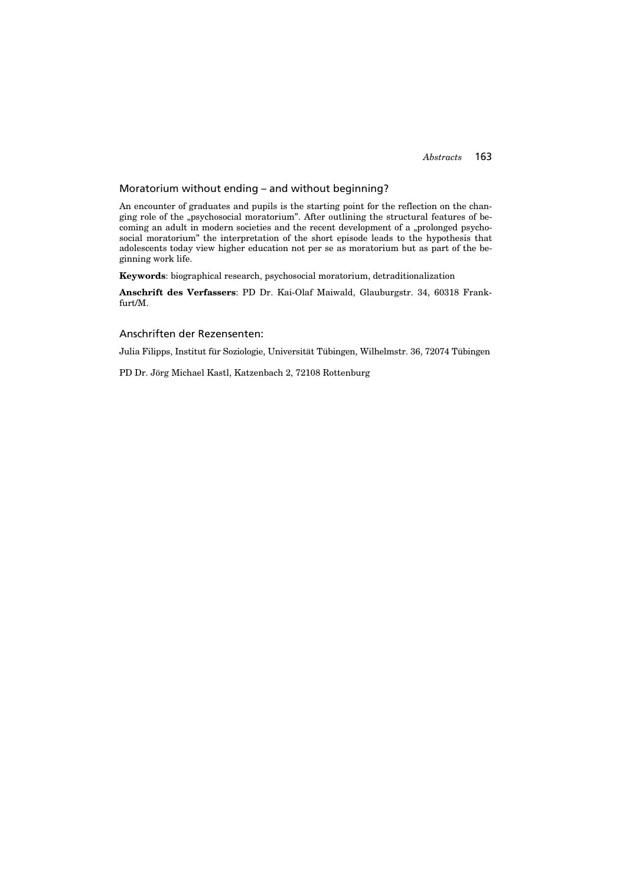## Moratorium without ending – and without beginning?

An encounter of graduates and pupils is the starting point for the reflection on the changing role of the „psychosocial moratorium". After outlining the structural features of becoming an adult in modern societies and the recent development of a „prolonged psychosocial moratorium" the interpretation of the short episode leads to the hypothesis that adolescents today view higher education not per se as moratorium but as part of the beginning work life.

**Keywords**: biographical research, psychosocial moratorium, detraditionalization

**Anschrift des Verfassers**: PD Dr. Kai-Olaf Maiwald, Glauburgstr. 34, 60318 Frankfurt/M.

## Anschriften der Rezensenten:

Julia Filipps, Institut für Soziologie, Universität Tübingen, Wilhelmstr. 36, 72074 Tübingen

PD Dr. Jörg Michael Kastl, Katzenbach 2, 72108 Rottenburg